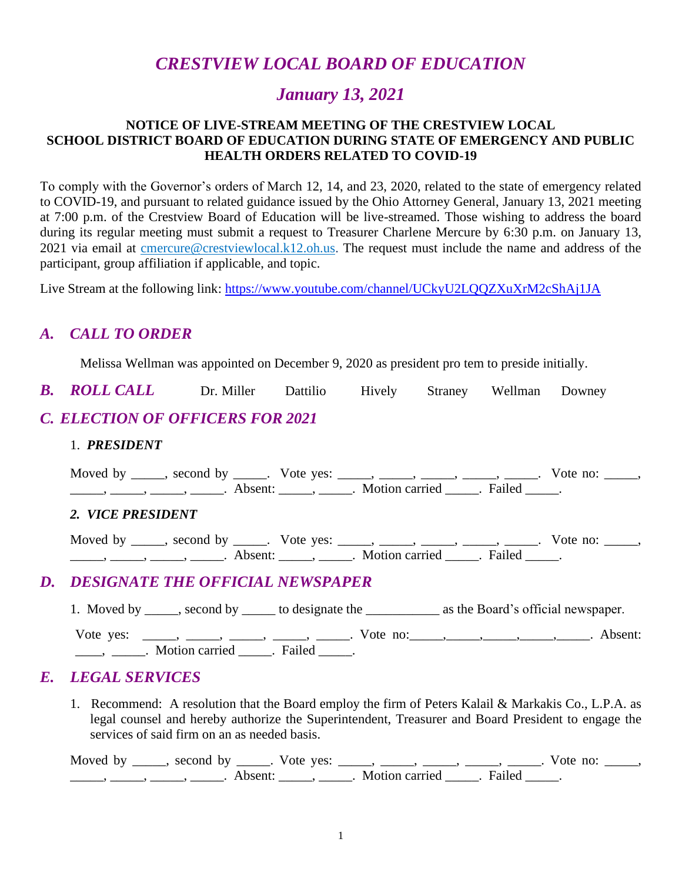// *CRESTVIEW LOCAL BOARD OF EDUCATION*

## *January 13, 2021*

**NOTICE OF LIVE-STREAM MEETING OF THE CRESTVIEW LOCAL SCHOOL DISTRICT BOARD OF EDUCATION DURING STATE OF EMERGENCY AND PUBLIC HEALTH ORDERS RELATED TO COVID-19**

To comply with the Governor's orders of March 12, 14, and 23, 2020, related to the state of emergency related to COVID-19, and pursuant to related guidance issued by the Ohio Attorney General, January 13, 2021 meeting at 7:00 p.m. of the Crestview Board of Education will be live-streamed. Those wishing to address the board during its regular meeting must submit a request to Treasurer Charlene Mercure by 6:30 p.m. on January 13, 2021 via email at cmercure@crestviewlocal.k12.oh.us. The request must include the name and address of the participant, group affiliation if applicable, and topic.

Live Stream at the following link: https://www.youtube.com/channel/UCkyU2LQQZXuXrM2cShAj1JA

## *A. CALL TO ORDER*

Melissa Wellman was appointed on December 9, 2020 as president pro tem to preside initially.

## *B. ROLL CALL*

Dr. Miller Dattilio Hively Straney Wellman Downey

## *C. ELECTION OF OFFICERS FOR 2021*

### 1. *PRESIDENT*

Moved by _____, second by _____. Vote yes: _____, _____, _____, _____, _____. Vote no: _____, _____, _____, _____, _____. Absent: _____, _____. Motion carried _____. Failed _____.

### *2. VICE PRESIDENT*

Moved by _____, second by _____. Vote yes: _____, _____, _____, _____, _____. Vote no: _____, _____, _____, _____, _____. Absent: _____, _____. Motion carried _____. Failed _____.

## *D. DESIGNATE THE OFFICIAL NEWSPAPER*

1. Moved by _____, second by _____ to designate the ___________ as the Board's official newspaper.

Vote yes: _____, _____, _____, _____, _____. Vote no:_____,_____,_____,_____,_____. Absent: ____, _____. Motion carried _____. Failed _____.

## *E. LEGAL SERVICES*

1. Recommend: A resolution that the Board employ the firm of Peters Kalail & Markakis Co., L.P.A. as legal counsel and hereby authorize the Superintendent, Treasurer and Board President to engage the services of said firm on an as needed basis.

Moved by _____, second by _____. Vote yes: _____, _____, _____, _____, _____. Vote no: _____, _____, _____, _____, _____. Absent: _____, _____. Motion carried _____. Failed _____.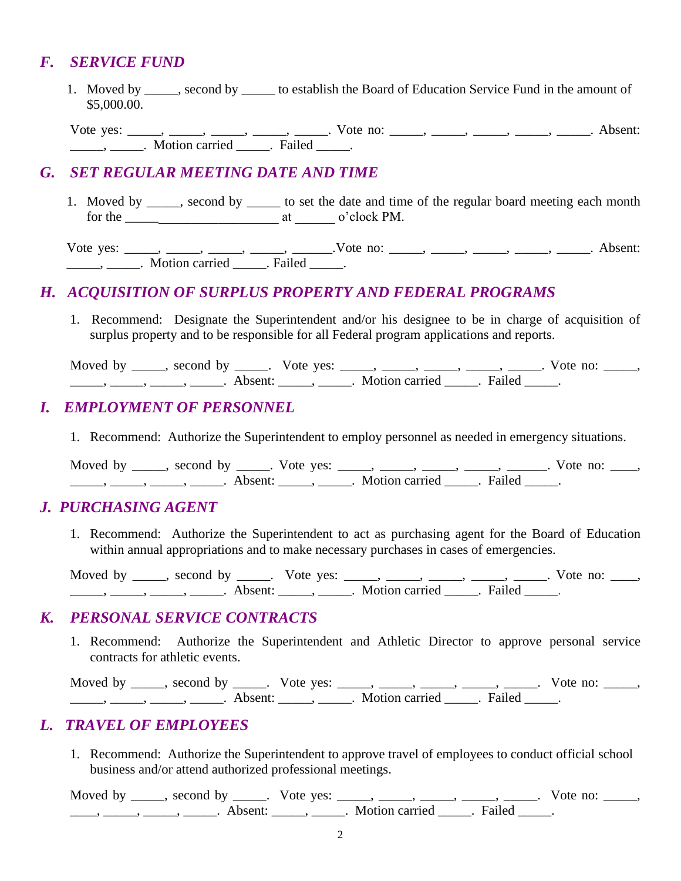## F. SERVICE FUND

1. Moved by _____, second by _____ to establish the Board of Education Service Fund in the amount of $5,000.00.

Vote yes: _____, _____, _____, _____, _____. Vote no: _____, _____, _____, _____, _____. Absent: _____, _____. Motion carried _____. Failed _____.

## G. SET REGULAR MEETING DATE AND TIME

1. Moved by _____, second by _____ to set the date and time of the regular board meeting each month for the _______________________ at ______ o'clock PM.

Vote yes: _____, _____, _____, _____, ______.Vote no: _____, _____, _____, _____, _____. Absent: _____, _____. Motion carried _____. Failed _____.

## H. ACQUISITION OF SURPLUS PROPERTY AND FEDERAL PROGRAMS

1. Recommend: Designate the Superintendent and/or his designee to be in charge of acquisition of surplus property and to be responsible for all Federal program applications and reports.

Moved by _____, second by _____. Vote yes: _____, _____, _____, _____, _____. Vote no: _____, _____, _____, _____, _____. Absent: _____, _____. Motion carried _____. Failed _____.

## I. EMPLOYMENT OF PERSONNEL

1. Recommend: Authorize the Superintendent to employ personnel as needed in emergency situations.

Moved by _____, second by _____. Vote yes: _____, _____, _____, _____, ______. Vote no: ____, _____, _____, _____, _____. Absent: _____, _____. Motion carried _____. Failed _____.

## J. PURCHASING AGENT

1. Recommend: Authorize the Superintendent to act as purchasing agent for the Board of Education within annual appropriations and to make necessary purchases in cases of emergencies.

Moved by _____, second by _____. Vote yes: _____, _____, _____, _____, _____. Vote no: ____, _____, _____, _____, _____. Absent: _____, _____. Motion carried _____. Failed _____.

## K. PERSONAL SERVICE CONTRACTS

1. Recommend: Authorize the Superintendent and Athletic Director to approve personal service contracts for athletic events.

Moved by _____, second by _____. Vote yes: _____, _____, _____, _____, _____. Vote no: _____, _____, _____, _____, _____. Absent: _____, _____. Motion carried _____. Failed _____.

## L. TRAVEL OF EMPLOYEES

1. Recommend: Authorize the Superintendent to approve travel of employees to conduct official school business and/or attend authorized professional meetings.

Moved by _____, second by _____. Vote yes: _____, _____, _____, _____, _____. Vote no: _____, ____, _____, _____, _____. Absent: _____, _____. Motion carried _____. Failed _____.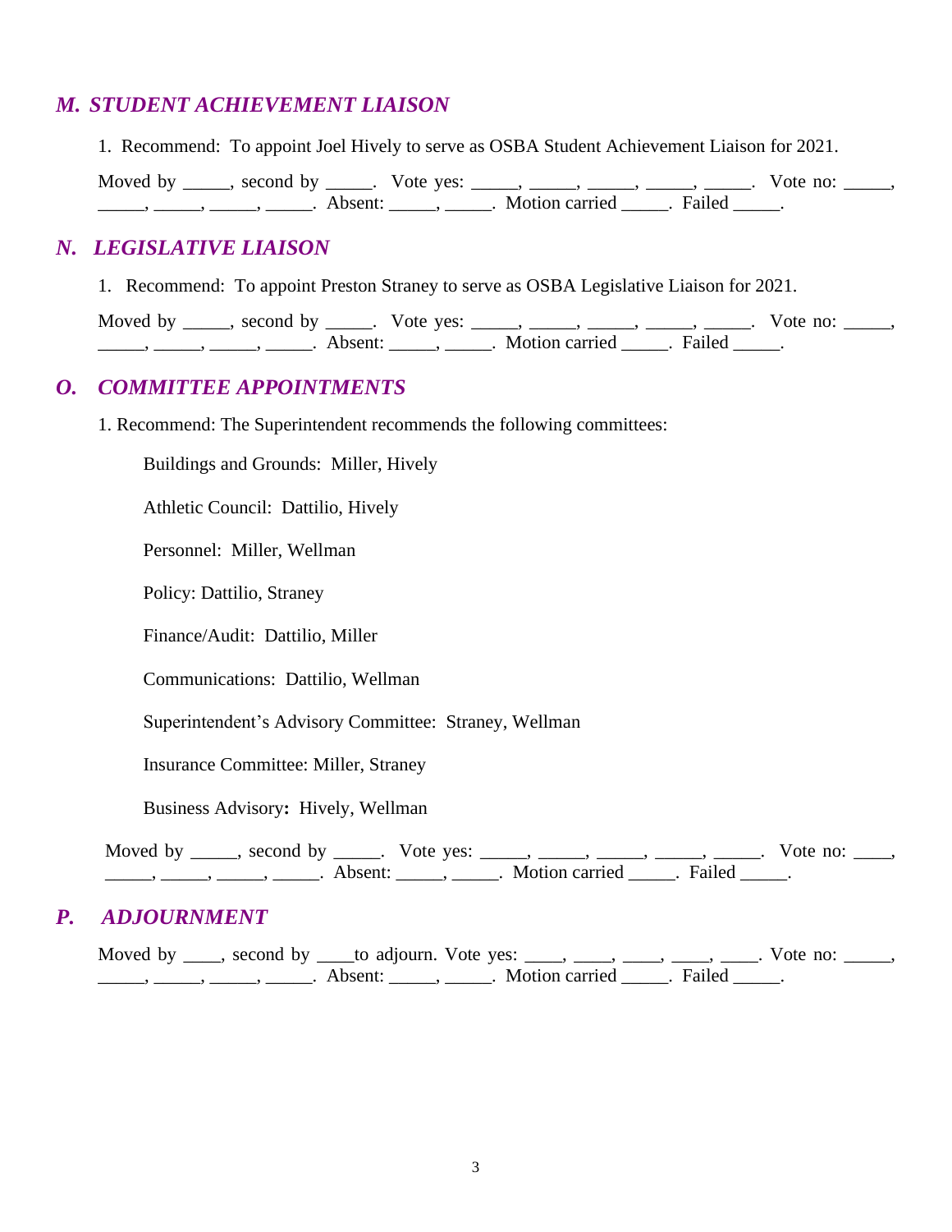## *M. STUDENT ACHIEVEMENT LIAISON*

1. Recommend: To appoint Joel Hively to serve as OSBA Student Achievement Liaison for 2021.

Moved by _____, second by _____. Vote yes: _____, _____, _____, _____, _____. Vote no: _____, _____, _____, _____, _____. Absent: _____, _____. Motion carried _____. Failed _____.

## *N. LEGISLATIVE LIAISON*

1. Recommend: To appoint Preston Straney to serve as OSBA Legislative Liaison for 2021.

Moved by _____, second by _____. Vote yes: _____, _____, _____, _____, _____. Vote no: _____, _____, _____, _____, _____. Absent: _____, _____. Motion carried _____. Failed _____.

## *O. COMMITTEE APPOINTMENTS*

1. Recommend: The Superintendent recommends the following committees:

Buildings and Grounds: Miller, Hively

Athletic Council: Dattilio, Hively

Personnel: Miller, Wellman

Policy: Dattilio, Straney

Finance/Audit: Dattilio, Miller

Communications: Dattilio, Wellman

Superintendent's Advisory Committee: Straney, Wellman

Insurance Committee: Miller, Straney

Business Advisory**:** Hively, Wellman

Moved by _____, second by _____. Vote yes: _____, _____, _____, _____, _____. Vote no: ____, _____, _____, _____, _____. Absent: _____, _____. Motion carried _____. Failed _____.

## *P. ADJOURNMENT*

Moved by ____, second by ____to adjourn. Vote yes: ____, ____, ____, ____, ____. Vote no: _____, _____, _____, _____, _____. Absent: _____, _____. Motion carried _____. Failed _____.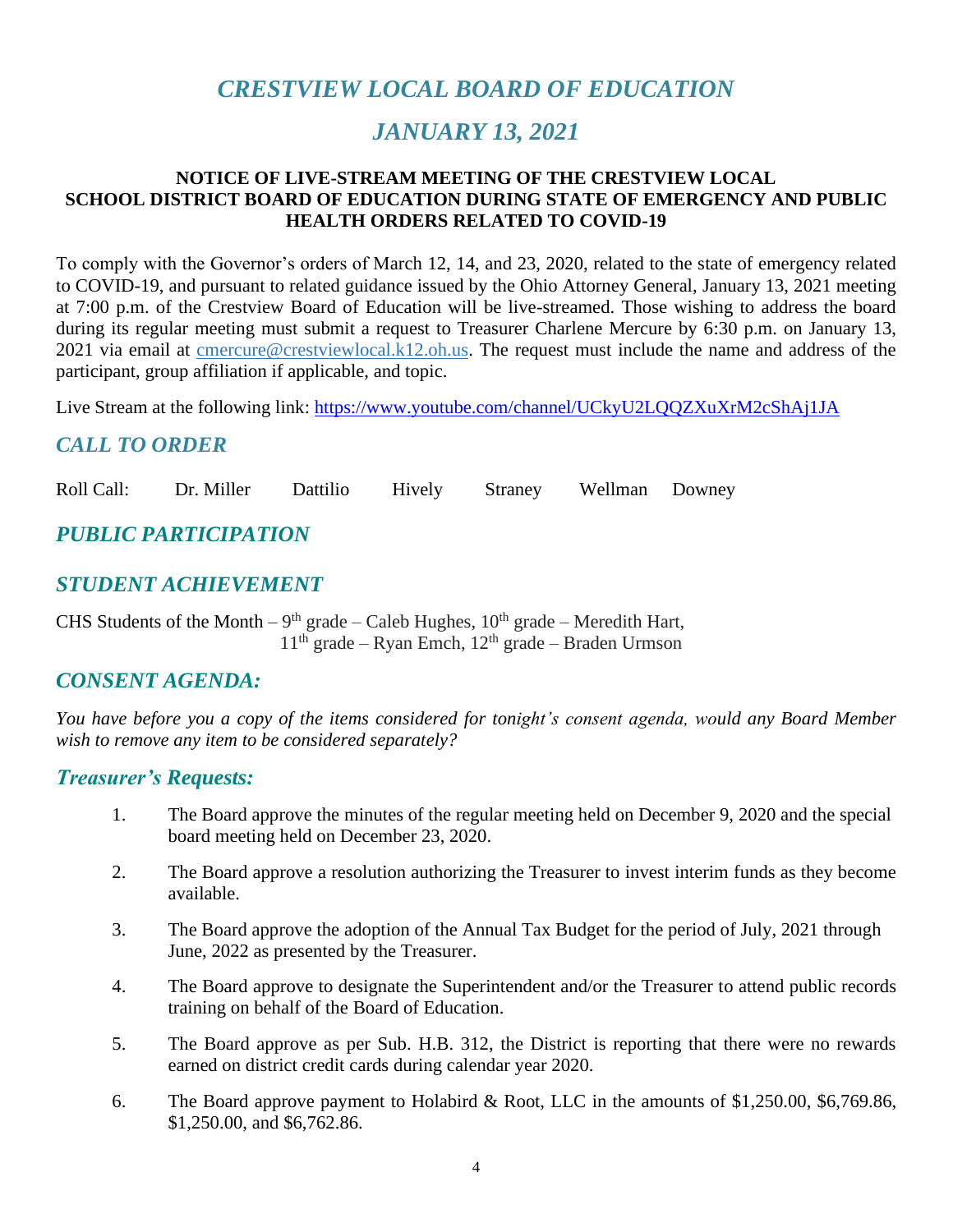# *CRESTVIEW LOCAL BOARD OF EDUCATION*

# *JANUARY 13, 2021*

**NOTICE OF LIVE-STREAM MEETING OF THE CRESTVIEW LOCAL SCHOOL DISTRICT BOARD OF EDUCATION DURING STATE OF EMERGENCY AND PUBLIC HEALTH ORDERS RELATED TO COVID-19**

To comply with the Governor's orders of March 12, 14, and 23, 2020, related to the state of emergency related to COVID-19, and pursuant to related guidance issued by the Ohio Attorney General, January 13, 2021 meeting at 7:00 p.m. of the Crestview Board of Education will be live-streamed. Those wishing to address the board during its regular meeting must submit a request to Treasurer Charlene Mercure by 6:30 p.m. on January 13, 2021 via email at cmercure@crestviewlocal.k12.oh.us. The request must include the name and address of the participant, group affiliation if applicable, and topic.

Live Stream at the following link: https://www.youtube.com/channel/UCkyU2LQQZXuXrM2cShAj1JA

## *CALL TO ORDER*

Roll Call: Dr. Miller Dattilio Hively Straney Wellman Downey

## *PUBLIC PARTICIPATION*

## *STUDENT ACHIEVEMENT*

CHS Students of the Month – 9th grade – Caleb Hughes, 10th grade – Meredith Hart,
11th grade – Ryan Emch, 12th grade – Braden Urmson

## *CONSENT AGENDA:*

*You have before you a copy of the items considered for tonight's consent agenda, would any Board Member wish to remove any item to be considered separately?*

### *Treasurer's Requests:*

1. The Board approve the minutes of the regular meeting held on December 9, 2020 and the special board meeting held on December 23, 2020.

2. The Board approve a resolution authorizing the Treasurer to invest interim funds as they become available.

3. The Board approve the adoption of the Annual Tax Budget for the period of July, 2021 through June, 2022 as presented by the Treasurer.

4. The Board approve to designate the Superintendent and/or the Treasurer to attend public records training on behalf of the Board of Education.

5. The Board approve as per Sub. H.B. 312, the District is reporting that there were no rewards earned on district credit cards during calendar year 2020.

6. The Board approve payment to Holabird & Root, LLC in the amounts of $1,250.00, $6,769.86, $1,250.00, and $6,762.86.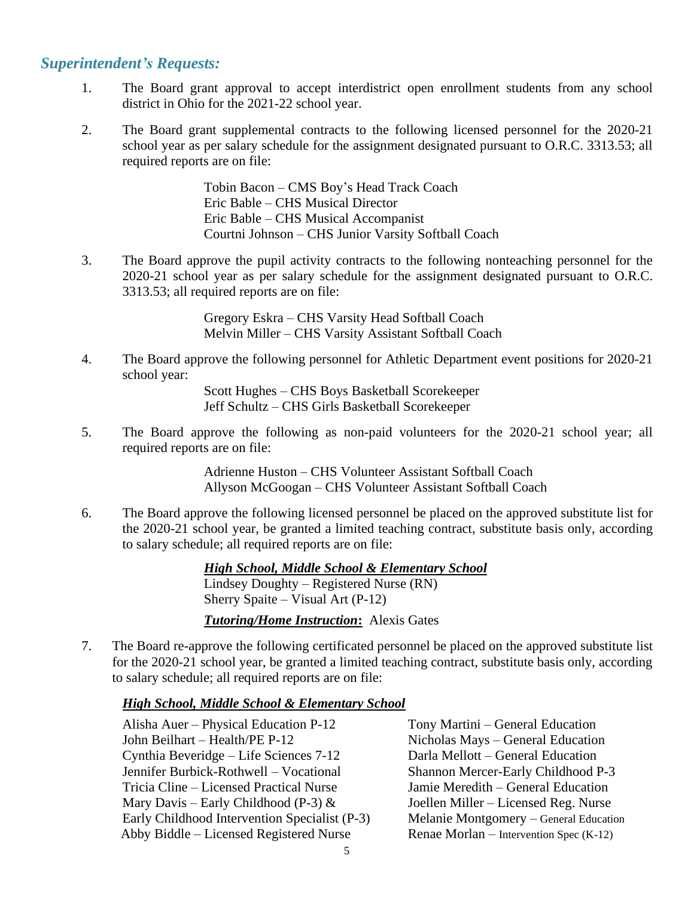## *Superintendent's Requests:*

1. The Board grant approval to accept interdistrict open enrollment students from any school district in Ohio for the 2021-22 school year.

2. The Board grant supplemental contracts to the following licensed personnel for the 2020-21 school year as per salary schedule for the assignment designated pursuant to O.R.C. 3313.53; all required reports are on file:

   Tobin Bacon – CMS Boy's Head Track Coach
   Eric Bable – CHS Musical Director
   Eric Bable – CHS Musical Accompanist
   Courtni Johnson – CHS Junior Varsity Softball Coach

3. The Board approve the pupil activity contracts to the following nonteaching personnel for the 2020-21 school year as per salary schedule for the assignment designated pursuant to O.R.C. 3313.53; all required reports are on file:

   Gregory Eskra – CHS Varsity Head Softball Coach
   Melvin Miller – CHS Varsity Assistant Softball Coach

4. The Board approve the following personnel for Athletic Department event positions for 2020-21 school year:

   Scott Hughes – CHS Boys Basketball Scorekeeper
   Jeff Schultz – CHS Girls Basketball Scorekeeper

5. The Board approve the following as non-paid volunteers for the 2020-21 school year; all required reports are on file:

   Adrienne Huston – CHS Volunteer Assistant Softball Coach
   Allyson McGoogan – CHS Volunteer Assistant Softball Coach

6. The Board approve the following licensed personnel be placed on the approved substitute list for the 2020-21 school year, be granted a limited teaching contract, substitute basis only, according to salary schedule; all required reports are on file:

   ***High School, Middle School & Elementary School***
   Lindsey Doughty – Registered Nurse (RN)
   Sherry Spaite – Visual Art (P-12)

   ***Tutoring/Home Instruction*:** Alexis Gates

7. The Board re-approve the following certificated personnel be placed on the approved substitute list for the 2020-21 school year, be granted a limited teaching contract, substitute basis only, according to salary schedule; all required reports are on file:

   ***High School, Middle School & Elementary School***

   Alisha Auer – Physical Education P-12
   John Beilhart – Health/PE P-12
   Cynthia Beveridge – Life Sciences 7-12
   Jennifer Burbick-Rothwell – Vocational
   Tricia Cline – Licensed Practical Nurse
   Mary Davis – Early Childhood (P-3) & Early Childhood Intervention Specialist (P-3)
   Abby Biddle – Licensed Registered Nurse
   Tony Martini – General Education
   Nicholas Mays – General Education
   Darla Mellott – General Education
   Shannon Mercer-Early Childhood P-3
   Jamie Meredith – General Education
   Joellen Miller – Licensed Reg. Nurse
   Melanie Montgomery – General Education
   Renae Morlan – Intervention Spec (K-12)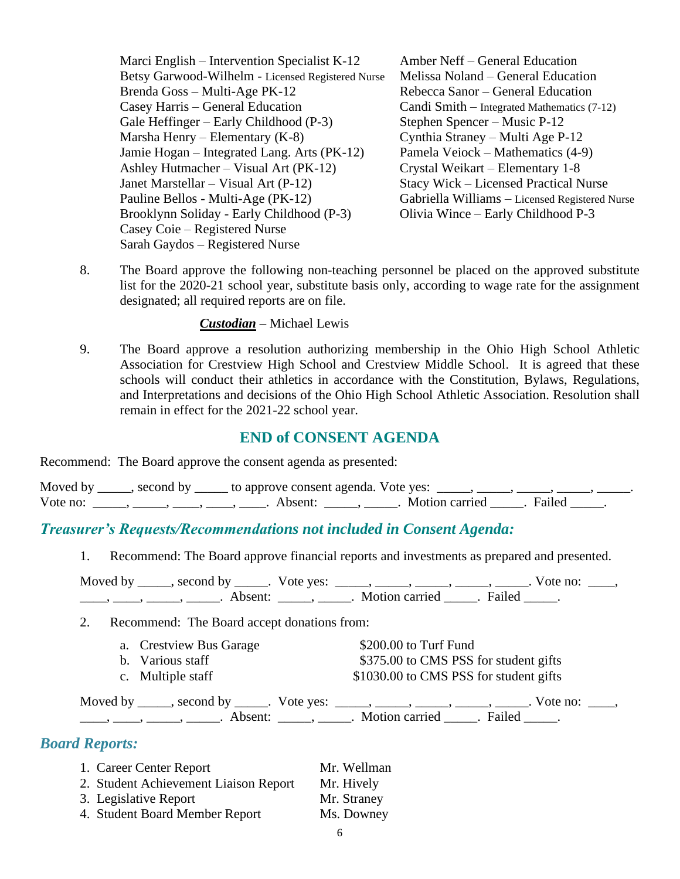Marci English – Intervention Specialist K-12
Betsy Garwood-Wilhelm - Licensed Registered Nurse
Brenda Goss – Multi-Age PK-12
Casey Harris – General Education
Gale Heffinger – Early Childhood (P-3)
Marsha Henry – Elementary (K-8)
Jamie Hogan – Integrated Lang. Arts (PK-12)
Ashley Hutmacher – Visual Art (PK-12)
Janet Marstellar – Visual Art (P-12)
Pauline Bellos - Multi-Age (PK-12)
Brooklynn Soliday - Early Childhood (P-3)
Casey Coie – Registered Nurse
Sarah Gaydos – Registered Nurse
Amber Neff – General Education
Melissa Noland – General Education
Rebecca Sanor – General Education
Candi Smith – Integrated Mathematics (7-12)
Stephen Spencer – Music P-12
Cynthia Straney – Multi Age P-12
Pamela Veiock – Mathematics (4-9)
Crystal Weikart – Elementary 1-8
Stacy Wick – Licensed Practical Nurse
Gabriella Williams – Licensed Registered Nurse
Olivia Wince – Early Childhood P-3

8. The Board approve the following non-teaching personnel be placed on the approved substitute list for the 2020-21 school year, substitute basis only, according to wage rate for the assignment designated; all required reports are on file.

   ***Custodian*** – Michael Lewis

9. The Board approve a resolution authorizing membership in the Ohio High School Athletic Association for Crestview High School and Crestview Middle School. It is agreed that these schools will conduct their athletics in accordance with the Constitution, Bylaws, Regulations, and Interpretations and decisions of the Ohio High School Athletic Association. Resolution shall remain in effect for the 2021-22 school year.

## END of CONSENT AGENDA

Recommend: The Board approve the consent agenda as presented:

Moved by _____, second by _____ to approve consent agenda. Vote yes: _____, _____, _____, _____, _____. Vote no: _____, _____, ____, ____, ____. Absent: _____, _____. Motion carried _____. Failed _____.

## *Treasurer's Requests/Recommendations not included in Consent Agenda:*

1. Recommend: The Board approve financial reports and investments as prepared and presented.

   Moved by _____, second by _____. Vote yes: _____, _____, _____, _____, _____. Vote no: ____, ____, ____, _____, _____. Absent: _____, _____. Motion carried _____. Failed _____.

2. Recommend: The Board accept donations from:

   a. Crestview Bus Garage — $200.00 to Turf Fund
   b. Various staff — $375.00 to CMS PSS for student gifts
   c. Multiple staff — $1030.00 to CMS PSS for student gifts

   Moved by _____, second by _____. Vote yes: _____, _____, _____, _____, _____. Vote no: ____, ____, ____, _____, _____. Absent: _____, _____. Motion carried _____. Failed _____.

## *Board Reports:*

1. Career Center Report — Mr. Wellman
2. Student Achievement Liaison Report — Mr. Hively
3. Legislative Report — Mr. Straney
4. Student Board Member Report — Ms. Downey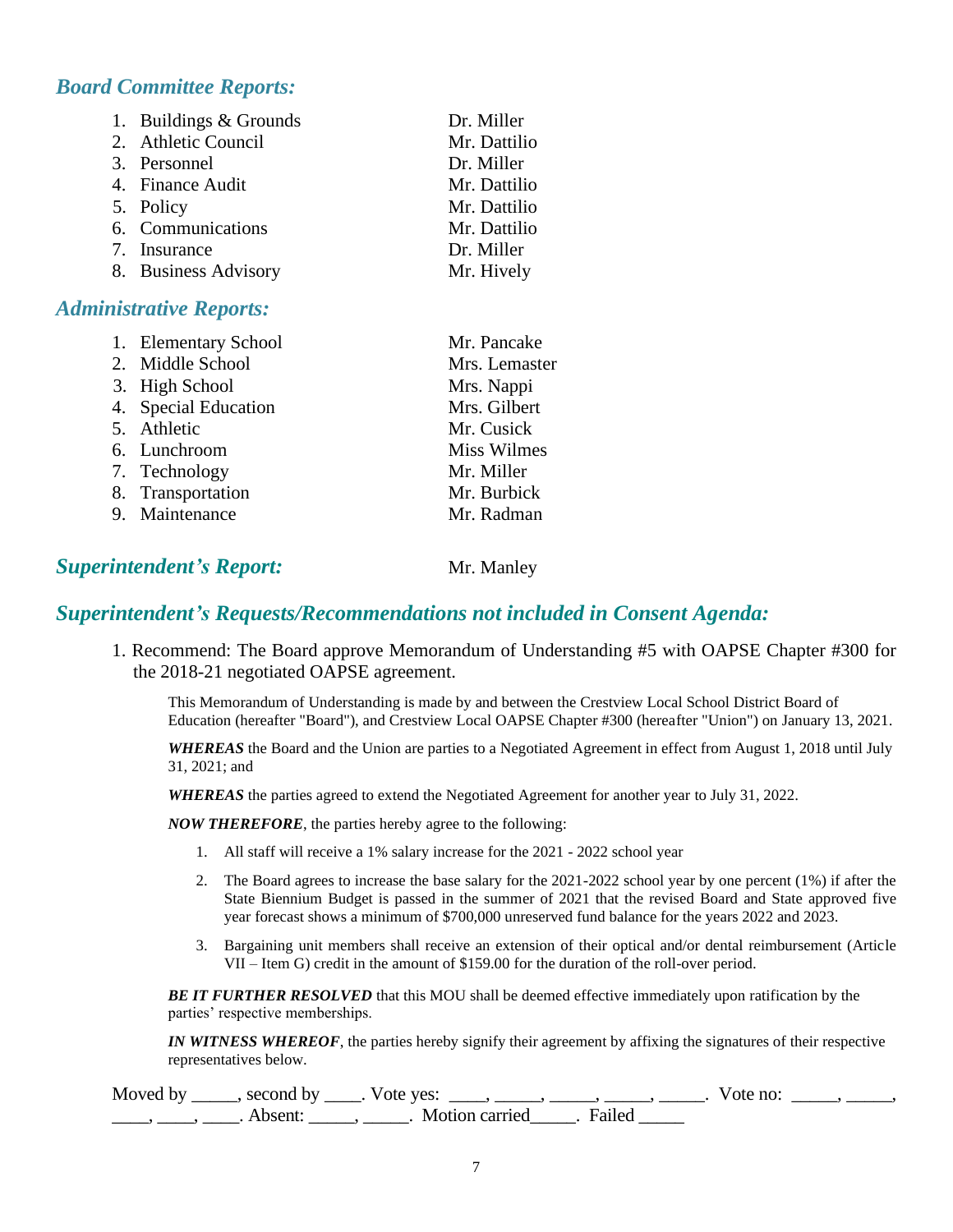## *Board Committee Reports:*

| | |
|---|---|
| 1. Buildings & Grounds | Dr. Miller |
| 2. Athletic Council | Mr. Dattilio |
| 3. Personnel | Dr. Miller |
| 4. Finance Audit | Mr. Dattilio |
| 5. Policy | Mr. Dattilio |
| 6. Communications | Mr. Dattilio |
| 7. Insurance | Dr. Miller |
| 8. Business Advisory | Mr. Hively |

## *Administrative Reports:*

| | |
|---|---|
| 1. Elementary School | Mr. Pancake |
| 2. Middle School | Mrs. Lemaster |
| 3. High School | Mrs. Nappi |
| 4. Special Education | Mrs. Gilbert |
| 5. Athletic | Mr. Cusick |
| 6. Lunchroom | Miss Wilmes |
| 7. Technology | Mr. Miller |
| 8. Transportation | Mr. Burbick |
| 9. Maintenance | Mr. Radman |

## *Superintendent's Report:* Mr. Manley

## *Superintendent's Requests/Recommendations not included in Consent Agenda:*

1. Recommend: The Board approve Memorandum of Understanding #5 with OAPSE Chapter #300 for the 2018-21 negotiated OAPSE agreement.

This Memorandum of Understanding is made by and between the Crestview Local School District Board of Education (hereafter "Board"), and Crestview Local OAPSE Chapter #300 (hereafter "Union") on January 13, 2021.

***WHEREAS*** the Board and the Union are parties to a Negotiated Agreement in effect from August 1, 2018 until July 31, 2021; and

***WHEREAS*** the parties agreed to extend the Negotiated Agreement for another year to July 31, 2022.

***NOW THEREFORE***, the parties hereby agree to the following:

1. All staff will receive a 1% salary increase for the 2021 - 2022 school year
2. The Board agrees to increase the base salary for the 2021-2022 school year by one percent (1%) if after the State Biennium Budget is passed in the summer of 2021 that the revised Board and State approved five year forecast shows a minimum of $700,000 unreserved fund balance for the years 2022 and 2023.
3. Bargaining unit members shall receive an extension of their optical and/or dental reimbursement (Article VII – Item G) credit in the amount of $159.00 for the duration of the roll-over period.

***BE IT FURTHER RESOLVED*** that this MOU shall be deemed effective immediately upon ratification by the parties' respective memberships.

***IN WITNESS WHEREOF***, the parties hereby signify their agreement by affixing the signatures of their respective representatives below.

Moved by _____, second by ____. Vote yes: ____, _____, _____, _____, _____. Vote no: _____, _____, ____, ____, ____. Absent: _____, _____. Motion carried_____. Failed _____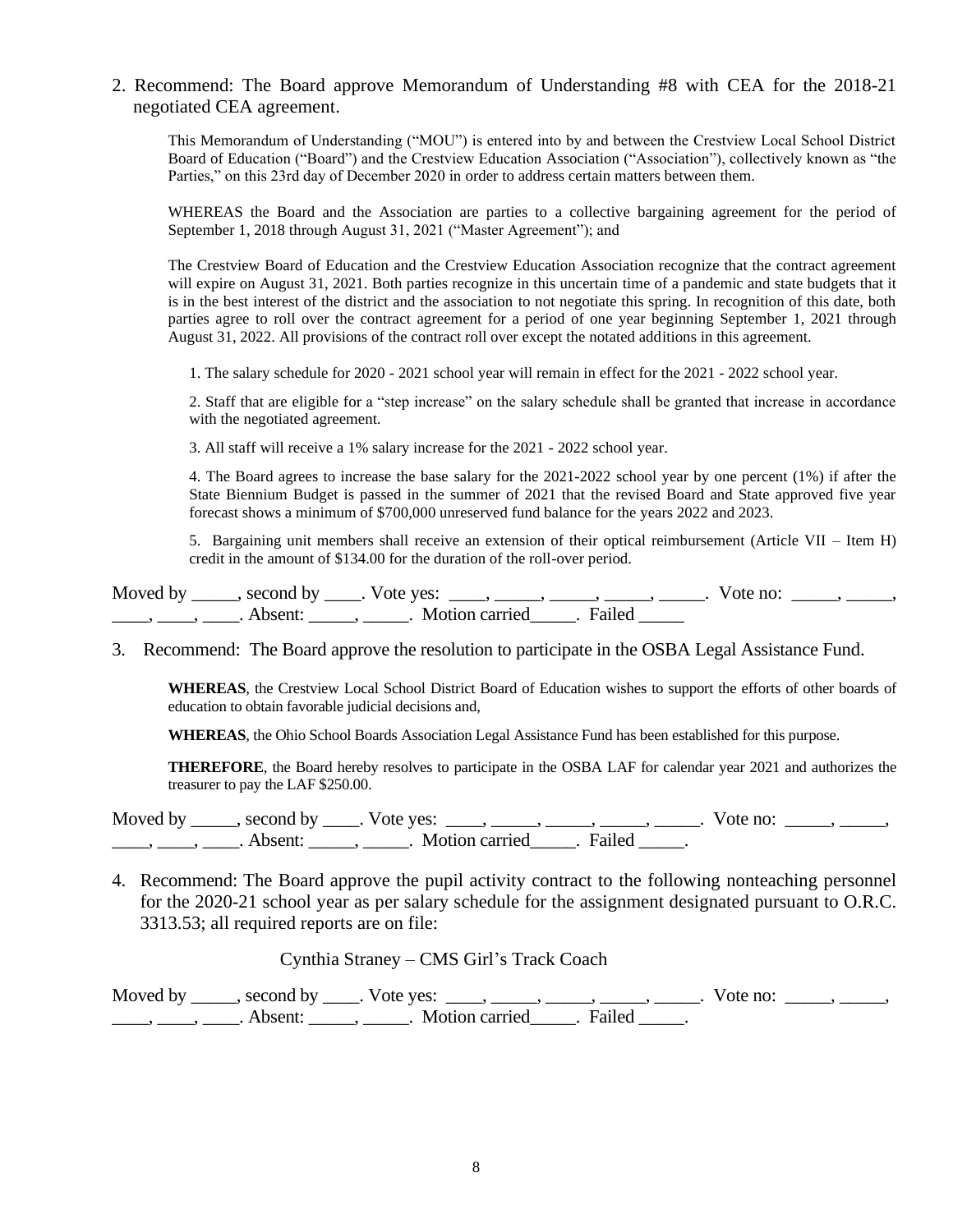2. Recommend: The Board approve Memorandum of Understanding #8 with CEA for the 2018-21 negotiated CEA agreement.

> This Memorandum of Understanding ("MOU") is entered into by and between the Crestview Local School District Board of Education ("Board") and the Crestview Education Association ("Association"), collectively known as "the Parties," on this 23rd day of December 2020 in order to address certain matters between them.
>
> WHEREAS the Board and the Association are parties to a collective bargaining agreement for the period of September 1, 2018 through August 31, 2021 ("Master Agreement"); and
>
> The Crestview Board of Education and the Crestview Education Association recognize that the contract agreement will expire on August 31, 2021. Both parties recognize in this uncertain time of a pandemic and state budgets that it is in the best interest of the district and the association to not negotiate this spring. In recognition of this date, both parties agree to roll over the contract agreement for a period of one year beginning September 1, 2021 through August 31, 2022. All provisions of the contract roll over except the notated additions in this agreement.
>
> 1. The salary schedule for 2020 - 2021 school year will remain in effect for the 2021 - 2022 school year.
>
> 2. Staff that are eligible for a "step increase" on the salary schedule shall be granted that increase in accordance with the negotiated agreement.
>
> 3. All staff will receive a 1% salary increase for the 2021 - 2022 school year.
>
> 4. The Board agrees to increase the base salary for the 2021-2022 school year by one percent (1%) if after the State Biennium Budget is passed in the summer of 2021 that the revised Board and State approved five year forecast shows a minimum of $700,000 unreserved fund balance for the years 2022 and 2023.
>
> 5. Bargaining unit members shall receive an extension of their optical reimbursement (Article VII – Item H) credit in the amount of $134.00 for the duration of the roll-over period.

Moved by _____, second by ____. Vote yes: ____, _____, _____, _____, _____. Vote no: _____, _____, ____, ____, ____. Absent: _____, _____. Motion carried_____. Failed _____

3. Recommend: The Board approve the resolution to participate in the OSBA Legal Assistance Fund.

> **WHEREAS**, the Crestview Local School District Board of Education wishes to support the efforts of other boards of education to obtain favorable judicial decisions and,
>
> **WHEREAS**, the Ohio School Boards Association Legal Assistance Fund has been established for this purpose.
>
> **THEREFORE**, the Board hereby resolves to participate in the OSBA LAF for calendar year 2021 and authorizes the treasurer to pay the LAF $250.00.

Moved by _____, second by ____. Vote yes: ____, _____, _____, _____, _____. Vote no: _____, _____, ____, ____, ____. Absent: _____, _____. Motion carried_____. Failed _____.

4. Recommend: The Board approve the pupil activity contract to the following nonteaching personnel for the 2020-21 school year as per salary schedule for the assignment designated pursuant to O.R.C. 3313.53; all required reports are on file:

   Cynthia Straney – CMS Girl's Track Coach

Moved by _____, second by ____. Vote yes: ____, _____, _____, _____, _____. Vote no: _____, _____, ____, ____, ____. Absent: _____, _____. Motion carried_____. Failed _____.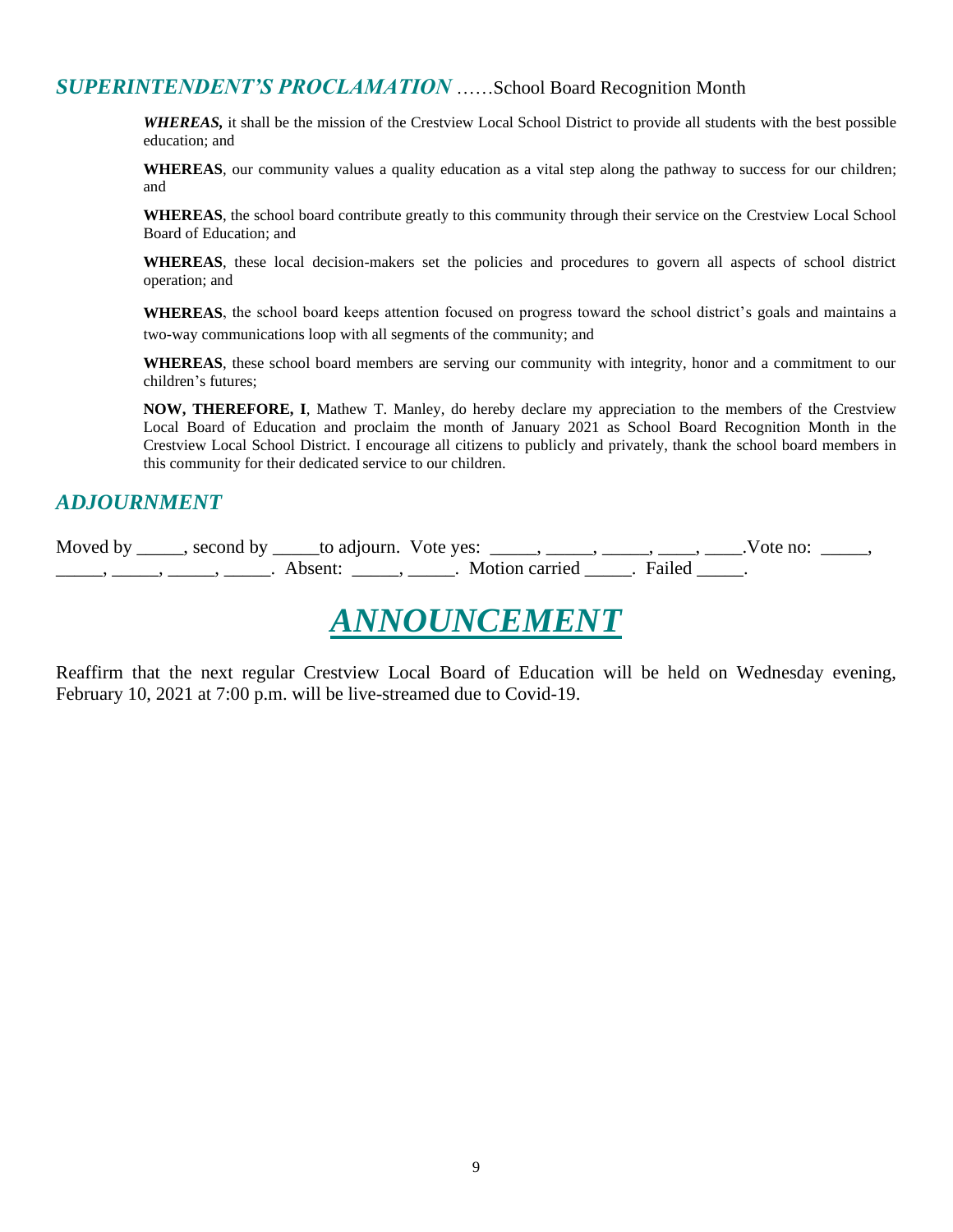## *SUPERINTENDENT'S PROCLAMATION* ……School Board Recognition Month

***WHEREAS,*** it shall be the mission of the Crestview Local School District to provide all students with the best possible education; and

**WHEREAS**, our community values a quality education as a vital step along the pathway to success for our children; and

**WHEREAS**, the school board contribute greatly to this community through their service on the Crestview Local School Board of Education; and

**WHEREAS**, these local decision-makers set the policies and procedures to govern all aspects of school district operation; and

**WHEREAS**, the school board keeps attention focused on progress toward the school district's goals and maintains a two-way communications loop with all segments of the community; and

**WHEREAS**, these school board members are serving our community with integrity, honor and a commitment to our children's futures;

**NOW, THEREFORE, I**, Mathew T. Manley, do hereby declare my appreciation to the members of the Crestview Local Board of Education and proclaim the month of January 2021 as School Board Recognition Month in the Crestview Local School District. I encourage all citizens to publicly and privately, thank the school board members in this community for their dedicated service to our children.

## *ADJOURNMENT*

Moved by _____, second by _____to adjourn. Vote yes: _____, _____, _____, ____, ____.Vote no: _____, _____, _____, _____, _____. Absent: _____, _____. Motion carried _____. Failed _____.

# *ANNOUNCEMENT*

Reaffirm that the next regular Crestview Local Board of Education will be held on Wednesday evening, February 10, 2021 at 7:00 p.m. will be live-streamed due to Covid-19.